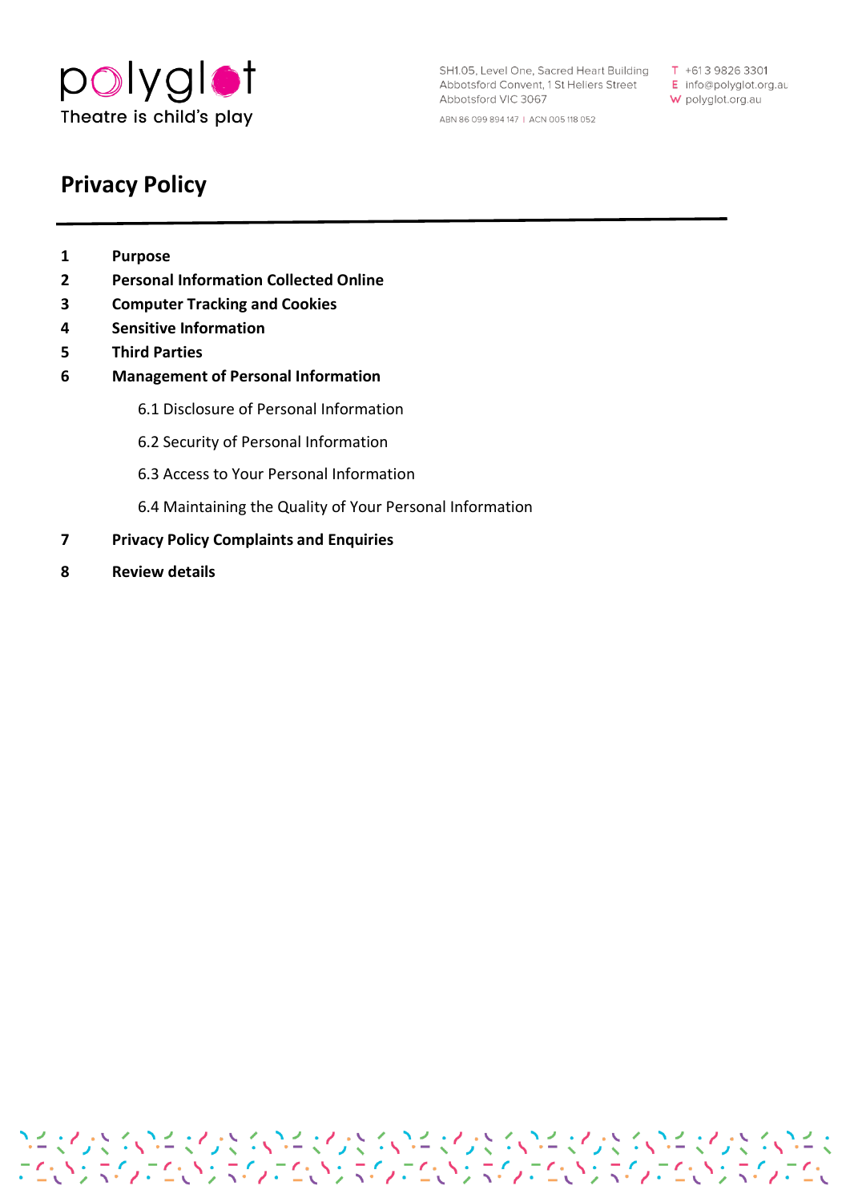polyglot
Theatre is child's play

SH1.05, Level One, Sacred Heart Building
Abbotsford Convent, 1 St Hellers Street
Abbotsford VIC 3067

ABN 86 099 894 147 | ACN 005 118 052

T +61 3 9826 3301
E info@polyglot.org.au
W polyglot.org.au

# Privacy Policy

---

**1 Purpose**

**2 Personal Information Collected Online**

**3 Computer Tracking and Cookies**

**4 Sensitive Information**

**5 Third Parties**

**6 Management of Personal Information**

- 6.1 Disclosure of Personal Information
- 6.2 Security of Personal Information
- 6.3 Access to Your Personal Information
- 6.4 Maintaining the Quality of Your Personal Information

**7 Privacy Policy Complaints and Enquiries**

**8 Review details**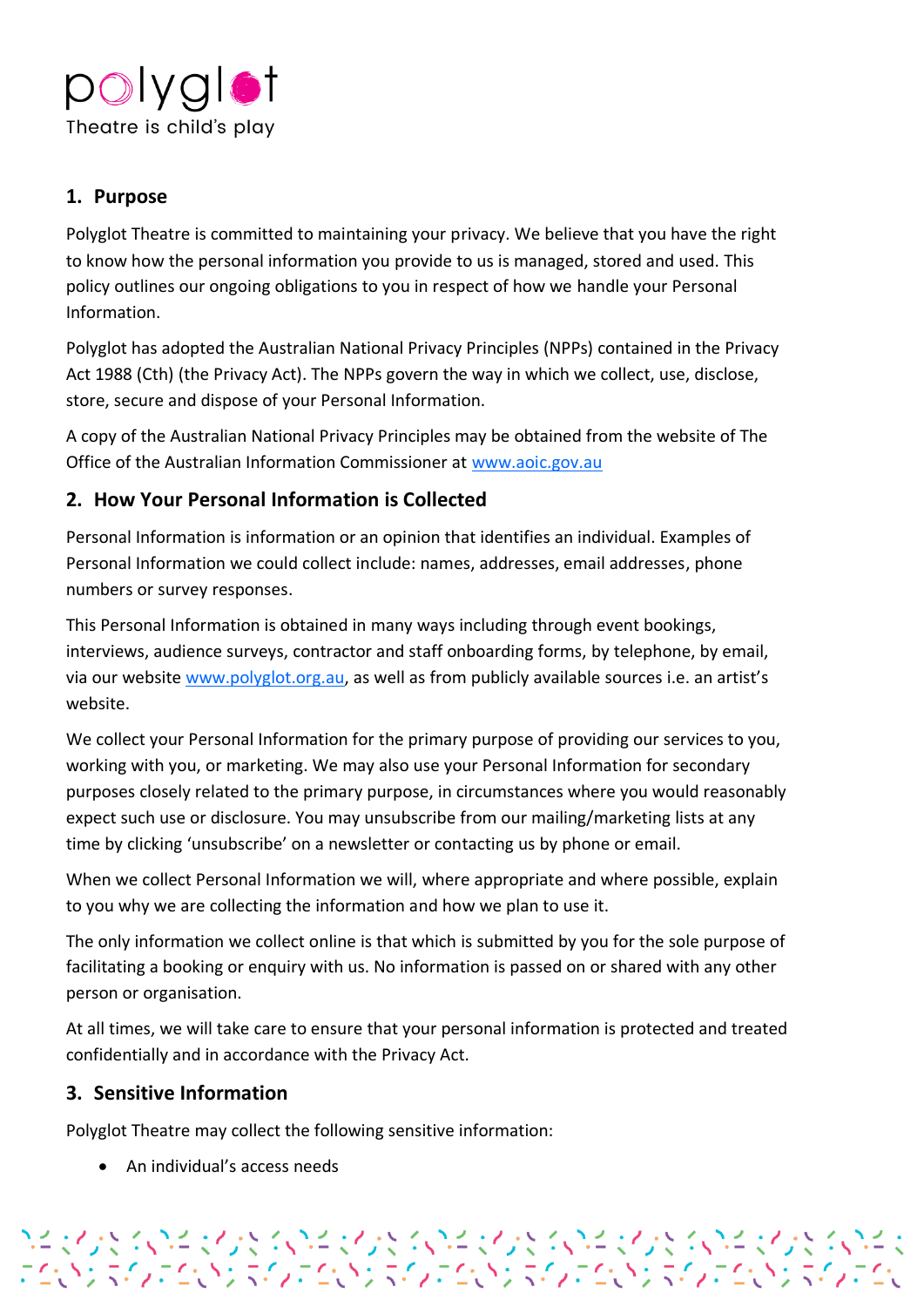## 1. Purpose

Polyglot Theatre is committed to maintaining your privacy. We believe that you have the right to know how the personal information you provide to us is managed, stored and used. This policy outlines our ongoing obligations to you in respect of how we handle your Personal Information.

Polyglot has adopted the Australian National Privacy Principles (NPPs) contained in the Privacy Act 1988 (Cth) (the Privacy Act). The NPPs govern the way in which we collect, use, disclose, store, secure and dispose of your Personal Information.

A copy of the Australian National Privacy Principles may be obtained from the website of The Office of the Australian Information Commissioner at www.aoic.gov.au

## 2. How Your Personal Information is Collected

Personal Information is information or an opinion that identifies an individual. Examples of Personal Information we could collect include: names, addresses, email addresses, phone numbers or survey responses.

This Personal Information is obtained in many ways including through event bookings, interviews, audience surveys, contractor and staff onboarding forms, by telephone, by email, via our website www.polyglot.org.au, as well as from publicly available sources i.e. an artist's website.

We collect your Personal Information for the primary purpose of providing our services to you, working with you, or marketing. We may also use your Personal Information for secondary purposes closely related to the primary purpose, in circumstances where you would reasonably expect such use or disclosure. You may unsubscribe from our mailing/marketing lists at any time by clicking 'unsubscribe' on a newsletter or contacting us by phone or email.

When we collect Personal Information we will, where appropriate and where possible, explain to you why we are collecting the information and how we plan to use it.

The only information we collect online is that which is submitted by you for the sole purpose of facilitating a booking or enquiry with us. No information is passed on or shared with any other person or organisation.

At all times, we will take care to ensure that your personal information is protected and treated confidentially and in accordance with the Privacy Act.

## 3. Sensitive Information

Polyglot Theatre may collect the following sensitive information:

- An individual's access needs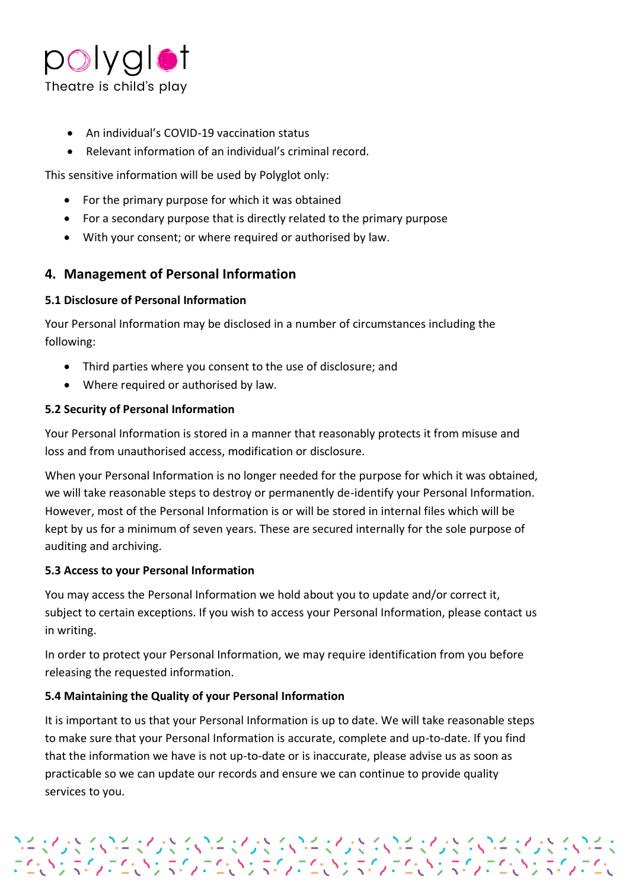- An individual's COVID-19 vaccination status
- Relevant information of an individual's criminal record.

This sensitive information will be used by Polyglot only:

- For the primary purpose for which it was obtained
- For a secondary purpose that is directly related to the primary purpose
- With your consent; or where required or authorised by law.

## 4. Management of Personal Information

### 5.1 Disclosure of Personal Information

Your Personal Information may be disclosed in a number of circumstances including the following:

- Third parties where you consent to the use of disclosure; and
- Where required or authorised by law.

### 5.2 Security of Personal Information

Your Personal Information is stored in a manner that reasonably protects it from misuse and loss and from unauthorised access, modification or disclosure.

When your Personal Information is no longer needed for the purpose for which it was obtained, we will take reasonable steps to destroy or permanently de-identify your Personal Information. However, most of the Personal Information is or will be stored in internal files which will be kept by us for a minimum of seven years. These are secured internally for the sole purpose of auditing and archiving.

### 5.3 Access to your Personal Information

You may access the Personal Information we hold about you to update and/or correct it, subject to certain exceptions. If you wish to access your Personal Information, please contact us in writing.

In order to protect your Personal Information, we may require identification from you before releasing the requested information.

### 5.4 Maintaining the Quality of your Personal Information

It is important to us that your Personal Information is up to date. We will take reasonable steps to make sure that your Personal Information is accurate, complete and up-to-date. If you find that the information we have is not up-to-date or is inaccurate, please advise us as soon as practicable so we can update our records and ensure we can continue to provide quality services to you.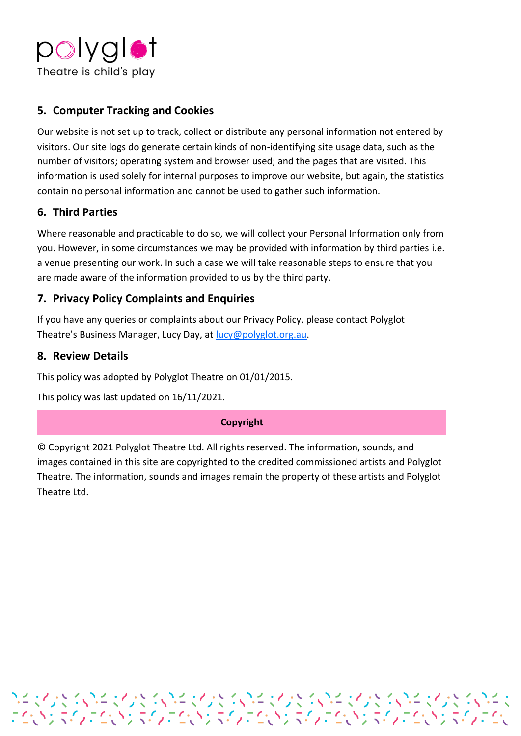## 5. Computer Tracking and Cookies

Our website is not set up to track, collect or distribute any personal information not entered by visitors. Our site logs do generate certain kinds of non-identifying site usage data, such as the number of visitors; operating system and browser used; and the pages that are visited. This information is used solely for internal purposes to improve our website, but again, the statistics contain no personal information and cannot be used to gather such information.

## 6. Third Parties

Where reasonable and practicable to do so, we will collect your Personal Information only from you. However, in some circumstances we may be provided with information by third parties i.e. a venue presenting our work. In such a case we will take reasonable steps to ensure that you are made aware of the information provided to us by the third party.

## 7. Privacy Policy Complaints and Enquiries

If you have any queries or complaints about our Privacy Policy, please contact Polyglot Theatre's Business Manager, Lucy Day, at lucy@polyglot.org.au.

## 8. Review Details

This policy was adopted by Polyglot Theatre on 01/01/2015.

This policy was last updated on 16/11/2021.

**Copyright**

© Copyright 2021 Polyglot Theatre Ltd. All rights reserved. The information, sounds, and images contained in this site are copyrighted to the credited commissioned artists and Polyglot Theatre. The information, sounds and images remain the property of these artists and Polyglot Theatre Ltd.